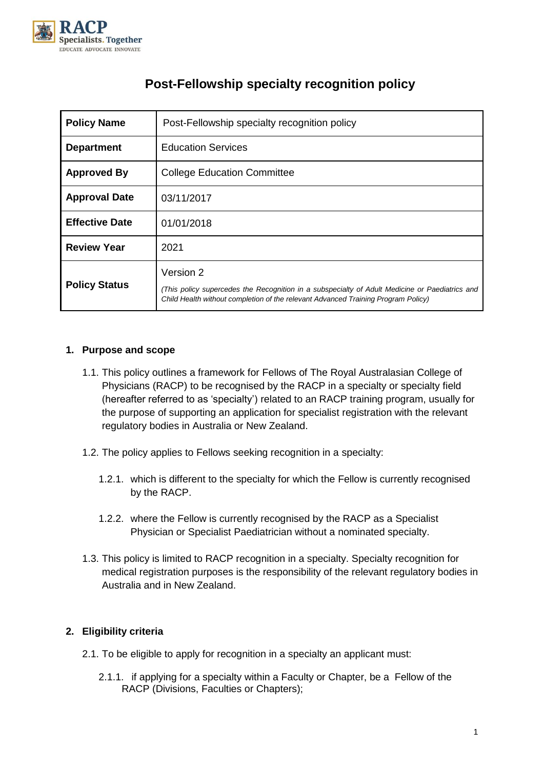# Post-Fellowship specialty recognition policy

| Policy Name | Post-Fellowship specialty recognition policy |
|---|---|
| **Department** | Education Services |
| **Approved By** | College Education Committee |
| **Approval Date** | 03/11/2017 |
| **Effective Date** | 01/01/2018 |
| **Review Year** | 2021 |
| **Policy Status** | Version 2<br>*(This policy supercedes the Recognition in a subspecialty of Adult Medicine or Paediatrics and Child Health without completion of the relevant Advanced Training Program Policy)* |

## 1. Purpose and scope

1.1. This policy outlines a framework for Fellows of The Royal Australasian College of Physicians (RACP) to be recognised by the RACP in a specialty or specialty field (hereafter referred to as 'specialty') related to an RACP training program, usually for the purpose of supporting an application for specialist registration with the relevant regulatory bodies in Australia or New Zealand.

1.2. The policy applies to Fellows seeking recognition in a specialty:

1.2.1. which is different to the specialty for which the Fellow is currently recognised by the RACP.

1.2.2. where the Fellow is currently recognised by the RACP as a Specialist Physician or Specialist Paediatrician without a nominated specialty.

1.3. This policy is limited to RACP recognition in a specialty. Specialty recognition for medical registration purposes is the responsibility of the relevant regulatory bodies in Australia and in New Zealand.

## 2. Eligibility criteria

2.1. To be eligible to apply for recognition in a specialty an applicant must:

2.1.1. if applying for a specialty within a Faculty or Chapter, be a Fellow of the RACP (Divisions, Faculties or Chapters);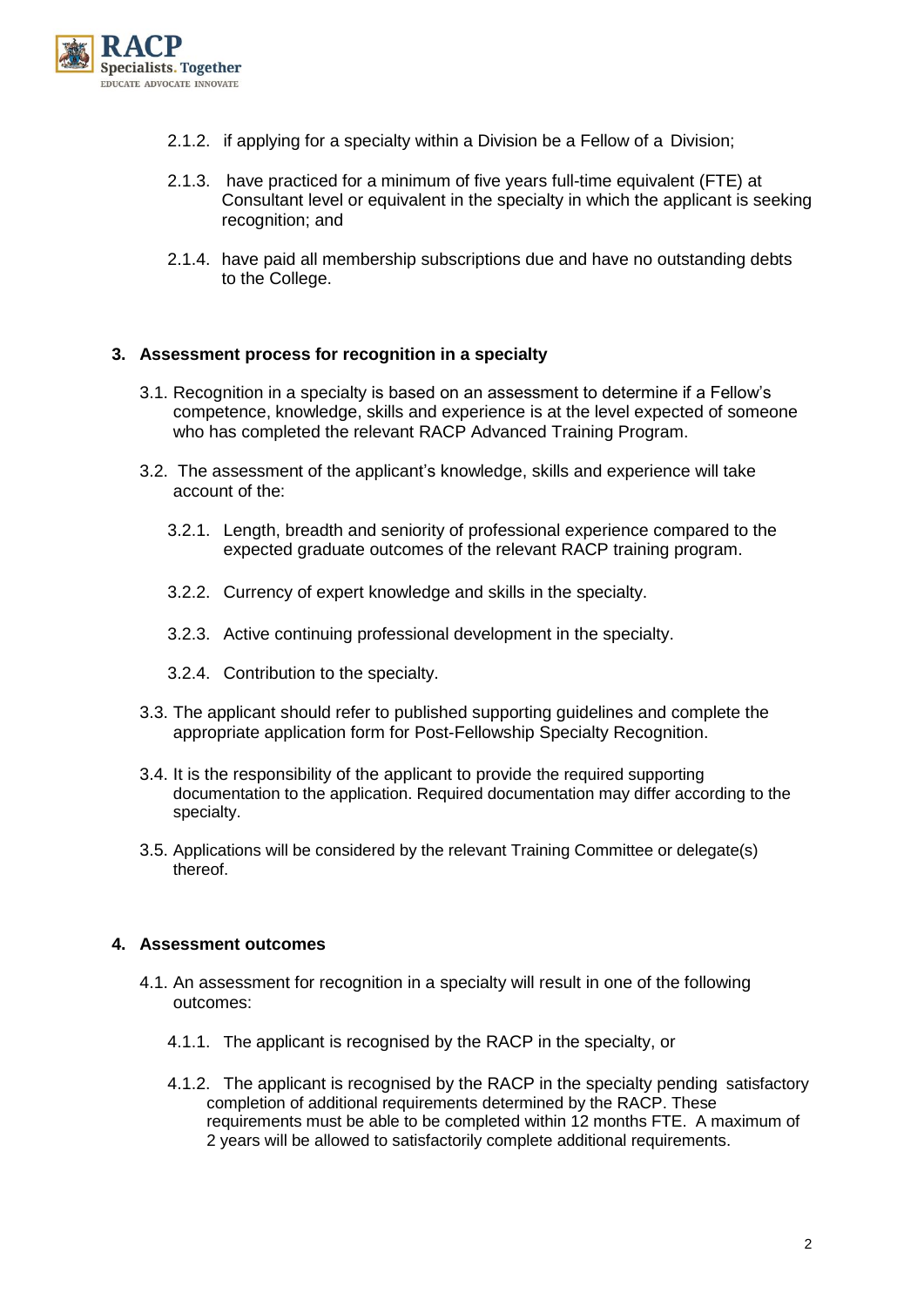2.1.2. if applying for a specialty within a Division be a Fellow of a Division;

2.1.3. have practiced for a minimum of five years full-time equivalent (FTE) at Consultant level or equivalent in the specialty in which the applicant is seeking recognition; and

2.1.4. have paid all membership subscriptions due and have no outstanding debts to the College.

## 3. Assessment process for recognition in a specialty

3.1. Recognition in a specialty is based on an assessment to determine if a Fellow's competence, knowledge, skills and experience is at the level expected of someone who has completed the relevant RACP Advanced Training Program.

3.2. The assessment of the applicant's knowledge, skills and experience will take account of the:

3.2.1. Length, breadth and seniority of professional experience compared to the expected graduate outcomes of the relevant RACP training program.

3.2.2. Currency of expert knowledge and skills in the specialty.

3.2.3. Active continuing professional development in the specialty.

3.2.4. Contribution to the specialty.

3.3. The applicant should refer to published supporting guidelines and complete the appropriate application form for Post-Fellowship Specialty Recognition.

3.4. It is the responsibility of the applicant to provide the required supporting documentation to the application. Required documentation may differ according to the specialty.

3.5. Applications will be considered by the relevant Training Committee or delegate(s) thereof.

## 4. Assessment outcomes

4.1. An assessment for recognition in a specialty will result in one of the following outcomes:

4.1.1. The applicant is recognised by the RACP in the specialty, or

4.1.2. The applicant is recognised by the RACP in the specialty pending satisfactory completion of additional requirements determined by the RACP. These requirements must be able to be completed within 12 months FTE. A maximum of 2 years will be allowed to satisfactorily complete additional requirements.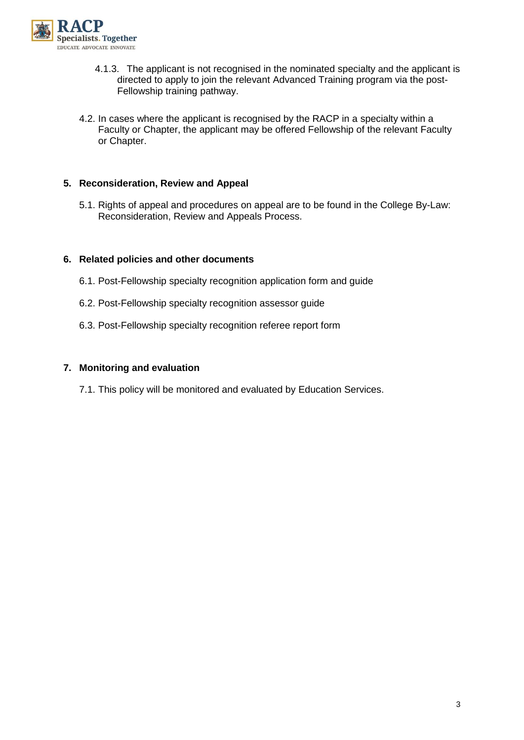4.1.3. The applicant is not recognised in the nominated specialty and the applicant is directed to apply to join the relevant Advanced Training program via the post-Fellowship training pathway.

4.2. In cases where the applicant is recognised by the RACP in a specialty within a Faculty or Chapter, the applicant may be offered Fellowship of the relevant Faculty or Chapter.

## 5. Reconsideration, Review and Appeal

5.1. Rights of appeal and procedures on appeal are to be found in the College By-Law: Reconsideration, Review and Appeals Process.

## 6. Related policies and other documents

6.1. Post-Fellowship specialty recognition application form and guide

6.2. Post-Fellowship specialty recognition assessor guide

6.3. Post-Fellowship specialty recognition referee report form

## 7. Monitoring and evaluation

7.1. This policy will be monitored and evaluated by Education Services.